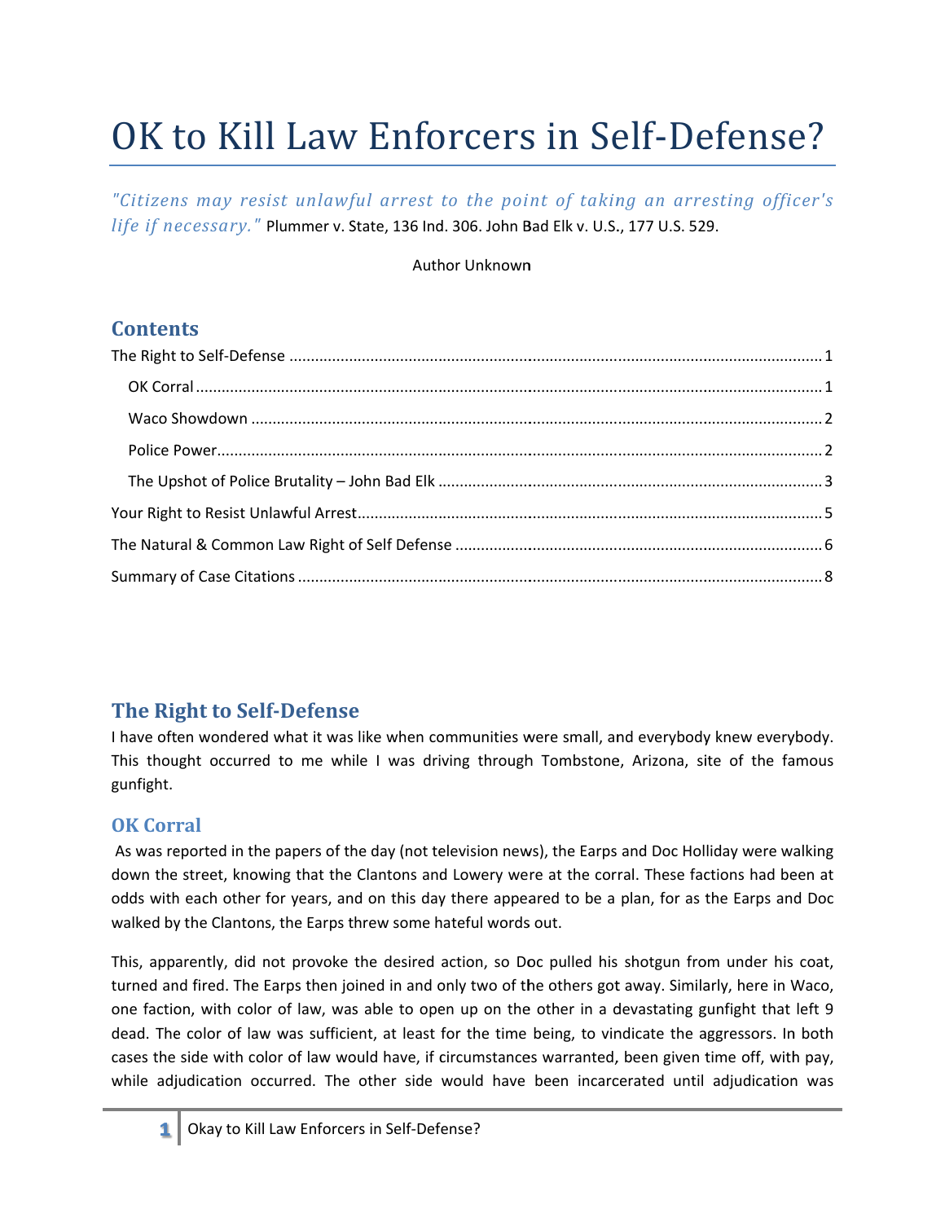# OK to Kill Law Enforcers in Self-Defense?

*"Citizens may resist unlawful arrest to the point of taking an arresting officer's life if necessary."* Plummer v. State, 136 Ind. 306. John Bad Elk v. U.S., 177 U.S. 529.

Author Unknown

## Contents

The Right to Self-Defense ........ 1

- OK Corral ........ 1
- Waco Showdown ........ 2
- Police Power ........ 2
- The Upshot of Police Brutality – John Bad Elk ........ 3

Your Right to Resist Unlawful Arrest ........ 5

The Natural & Common Law Right of Self Defense ........ 6

Summary of Case Citations ........ 8

## The Right to Self-Defense

I have often wondered what it was like when communities were small, and everybody knew everybody. This thought occurred to me while I was driving through Tombstone, Arizona, site of the famous gunfight.

### OK Corral

As was reported in the papers of the day (not television news), the Earps and Doc Holliday were walking down the street, knowing that the Clantons and Lowery were at the corral. These factions had been at odds with each other for years, and on this day there appeared to be a plan, for as the Earps and Doc walked by the Clantons, the Earps threw some hateful words out.

This, apparently, did not provoke the desired action, so Doc pulled his shotgun from under his coat, turned and fired. The Earps then joined in and only two of the others got away. Similarly, here in Waco, one faction, with color of law, was able to open up on the other in a devastating gunfight that left 9 dead. The color of law was sufficient, at least for the time being, to vindicate the aggressors. In both cases the side with color of law would have, if circumstances warranted, been given time off, with pay, while adjudication occurred. The other side would have been incarcerated until adjudication was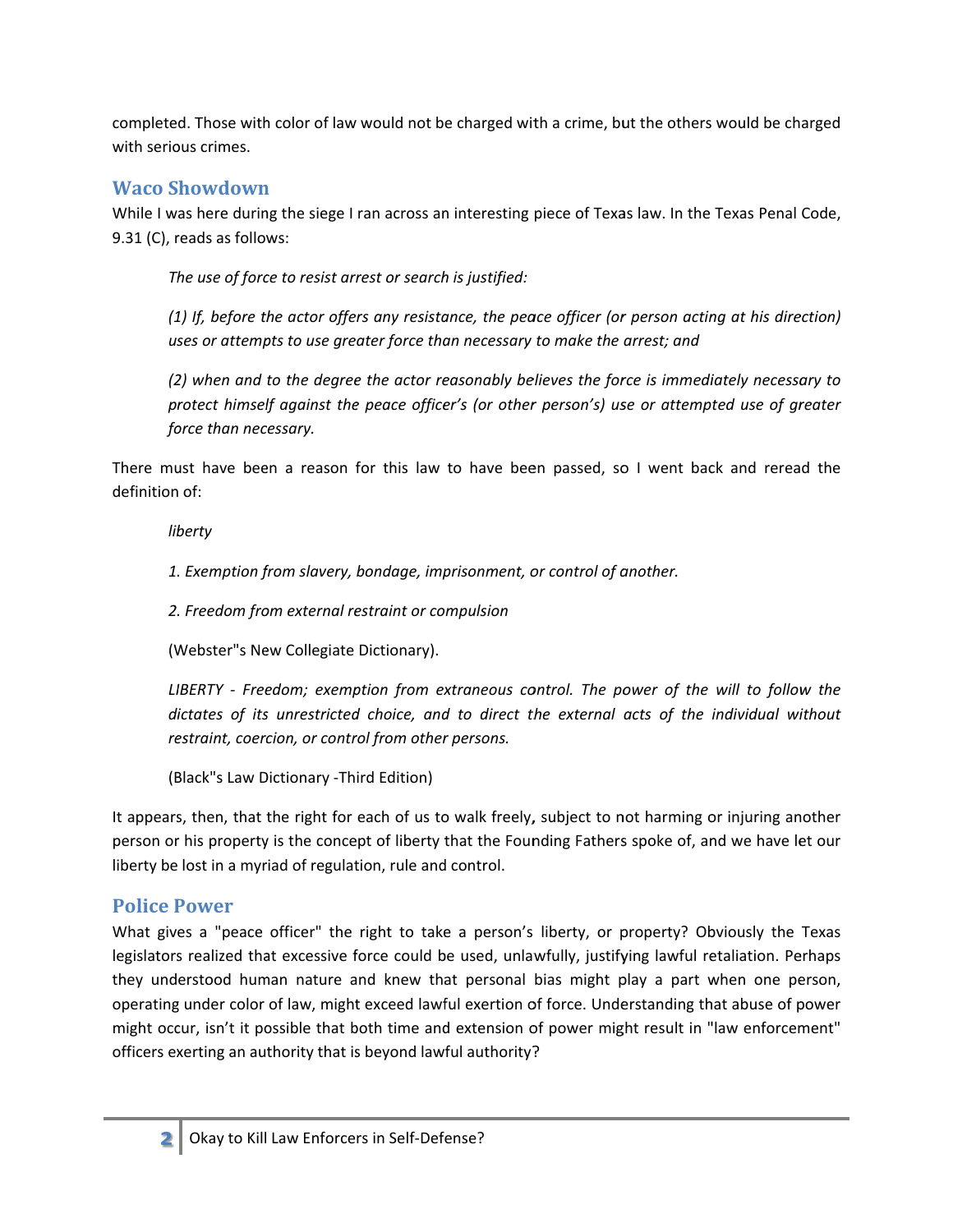completed. Those with color of law would not be charged with a crime, but the others would be charged with serious crimes.

## Waco Showdown

While I was here during the siege I ran across an interesting piece of Texas law. In the Texas Penal Code, 9.31 (C), reads as follows:

> *The use of force to resist arrest or search is justified:*
>
> *(1) If, before the actor offers any resistance, the peace officer (or person acting at his direction) uses or attempts to use greater force than necessary to make the arrest; and*
>
> *(2) when and to the degree the actor reasonably believes the force is immediately necessary to protect himself against the peace officer's (or other person's) use or attempted use of greater force than necessary.*

There must have been a reason for this law to have been passed, so I went back and reread the definition of:

> *liberty*
>
> *1. Exemption from slavery, bondage, imprisonment, or control of another.*
>
> *2. Freedom from external restraint or compulsion*
>
> (Webster"s New Collegiate Dictionary).
>
> *LIBERTY - Freedom; exemption from extraneous control. The power of the will to follow the dictates of its unrestricted choice, and to direct the external acts of the individual without restraint, coercion, or control from other persons.*
>
> (Black"s Law Dictionary -Third Edition)

It appears, then, that the right for each of us to walk freely**,** subject to not harming or injuring another person or his property is the concept of liberty that the Founding Fathers spoke of, and we have let our liberty be lost in a myriad of regulation, rule and control.

## Police Power

What gives a "peace officer" the right to take a person's liberty, or property? Obviously the Texas legislators realized that excessive force could be used, unlawfully, justifying lawful retaliation. Perhaps they understood human nature and knew that personal bias might play a part when one person, operating under color of law, might exceed lawful exertion of force. Understanding that abuse of power might occur, isn't it possible that both time and extension of power might result in "law enforcement" officers exerting an authority that is beyond lawful authority?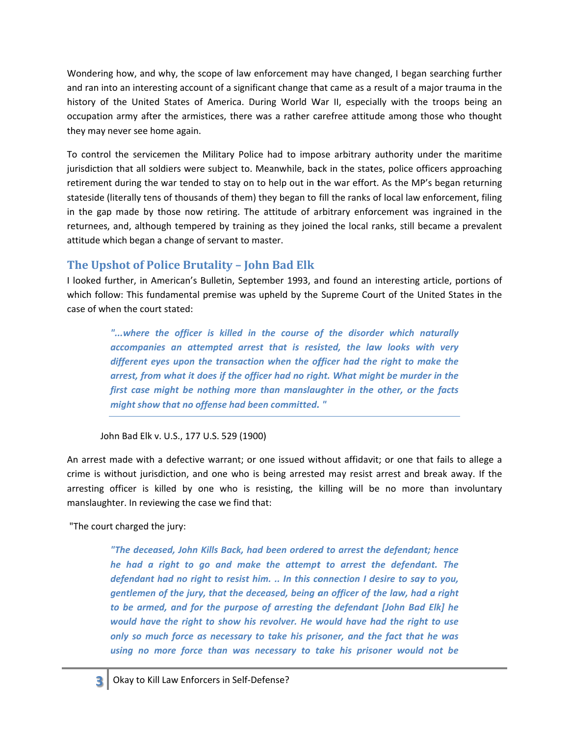Wondering how, and why, the scope of law enforcement may have changed, I began searching further and ran into an interesting account of a significant change that came as a result of a major trauma in the history of the United States of America. During World War II, especially with the troops being an occupation army after the armistices, there was a rather carefree attitude among those who thought they may never see home again.

To control the servicemen the Military Police had to impose arbitrary authority under the maritime jurisdiction that all soldiers were subject to. Meanwhile, back in the states, police officers approaching retirement during the war tended to stay on to help out in the war effort. As the MP's began returning stateside (literally tens of thousands of them) they began to fill the ranks of local law enforcement, filing in the gap made by those now retiring. The attitude of arbitrary enforcement was ingrained in the returnees, and, although tempered by training as they joined the local ranks, still became a prevalent attitude which began a change of servant to master.

## The Upshot of Police Brutality – John Bad Elk

I looked further, in American's Bulletin, September 1993, and found an interesting article, portions of which follow: This fundamental premise was upheld by the Supreme Court of the United States in the case of when the court stated:

> ***"...where the officer is killed in the course of the disorder which naturally accompanies an attempted arrest that is resisted, the law looks with very different eyes upon the transaction when the officer had the right to make the arrest, from what it does if the officer had no right. What might be murder in the first case might be nothing more than manslaughter in the other, or the facts might show that no offense had been committed. "***

John Bad Elk v. U.S., 177 U.S. 529 (1900)

An arrest made with a defective warrant; or one issued without affidavit; or one that fails to allege a crime is without jurisdiction, and one who is being arrested may resist arrest and break away. If the arresting officer is killed by one who is resisting, the killing will be no more than involuntary manslaughter. In reviewing the case we find that:

"The court charged the jury:

> ***"The deceased, John Kills Back, had been ordered to arrest the defendant; hence he had a right to go and make the attempt to arrest the defendant. The defendant had no right to resist him. .. In this connection I desire to say to you, gentlemen of the jury, that the deceased, being an officer of the law, had a right to be armed, and for the purpose of arresting the defendant [John Bad Elk] he would have the right to show his revolver. He would have had the right to use only so much force as necessary to take his prisoner, and the fact that he was using no more force than was necessary to take his prisoner would not be***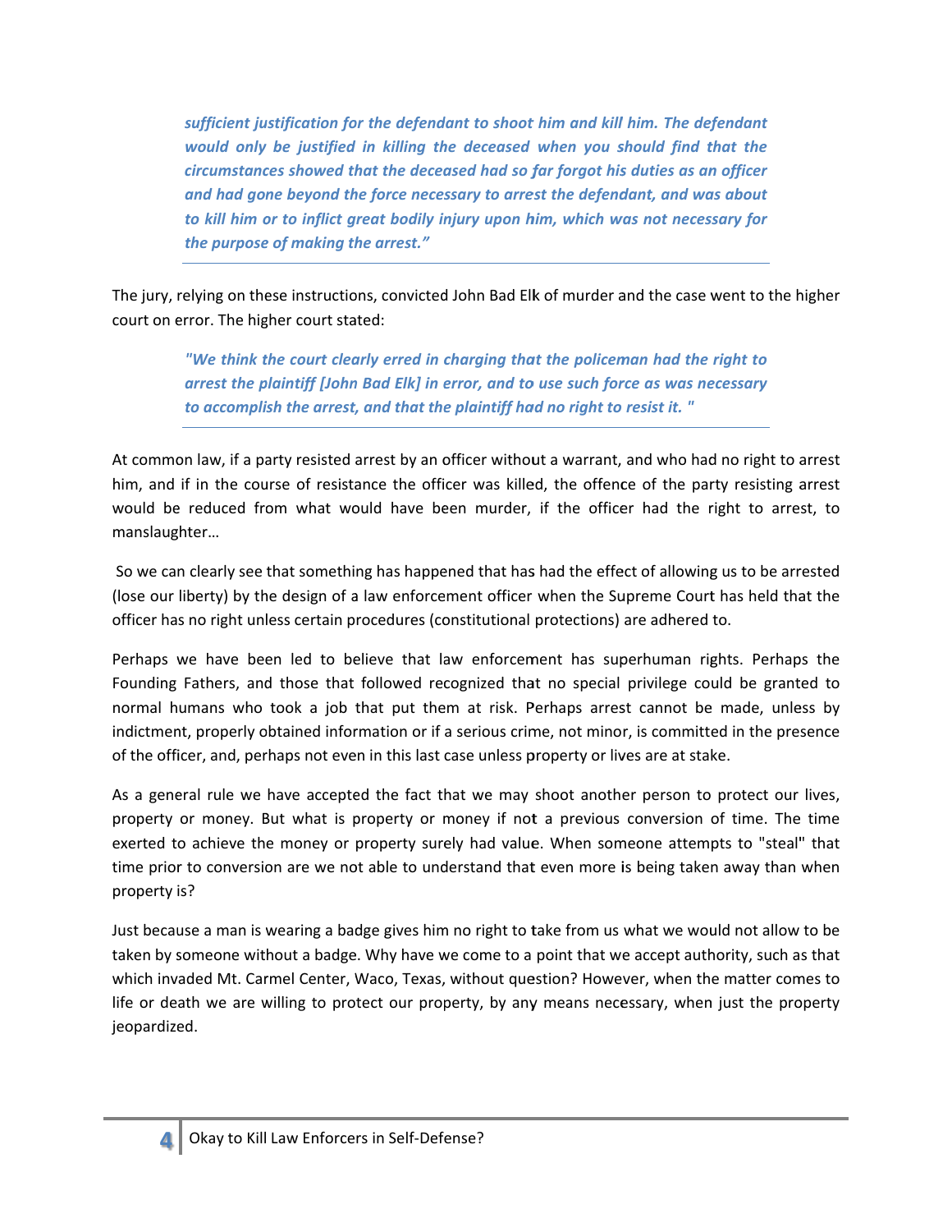> ***sufficient justification for the defendant to shoot him and kill him. The defendant would only be justified in killing the deceased when you should find that the circumstances showed that the deceased had so far forgot his duties as an officer and had gone beyond the force necessary to arrest the defendant, and was about to kill him or to inflict great bodily injury upon him, which was not necessary for the purpose of making the arrest."***

The jury, relying on these instructions, convicted John Bad Elk of murder and the case went to the higher court on error. The higher court stated:

> ***"We think the court clearly erred in charging that the policeman had the right to arrest the plaintiff [John Bad Elk] in error, and to use such force as was necessary to accomplish the arrest, and that the plaintiff had no right to resist it. "***

At common law, if a party resisted arrest by an officer without a warrant, and who had no right to arrest him, and if in the course of resistance the officer was killed, the offence of the party resisting arrest would be reduced from what would have been murder, if the officer had the right to arrest, to manslaughter…

So we can clearly see that something has happened that has had the effect of allowing us to be arrested (lose our liberty) by the design of a law enforcement officer when the Supreme Court has held that the officer has no right unless certain procedures (constitutional protections) are adhered to.

Perhaps we have been led to believe that law enforcement has superhuman rights. Perhaps the Founding Fathers, and those that followed recognized that no special privilege could be granted to normal humans who took a job that put them at risk. Perhaps arrest cannot be made, unless by indictment, properly obtained information or if a serious crime, not minor, is committed in the presence of the officer, and, perhaps not even in this last case unless property or lives are at stake.

As a general rule we have accepted the fact that we may shoot another person to protect our lives, property or money. But what is property or money if not a previous conversion of time. The time exerted to achieve the money or property surely had value. When someone attempts to "steal" that time prior to conversion are we not able to understand that even more is being taken away than when property is?

Just because a man is wearing a badge gives him no right to take from us what we would not allow to be taken by someone without a badge. Why have we come to a point that we accept authority, such as that which invaded Mt. Carmel Center, Waco, Texas, without question? However, when the matter comes to life or death we are willing to protect our property, by any means necessary, when just the property jeopardized.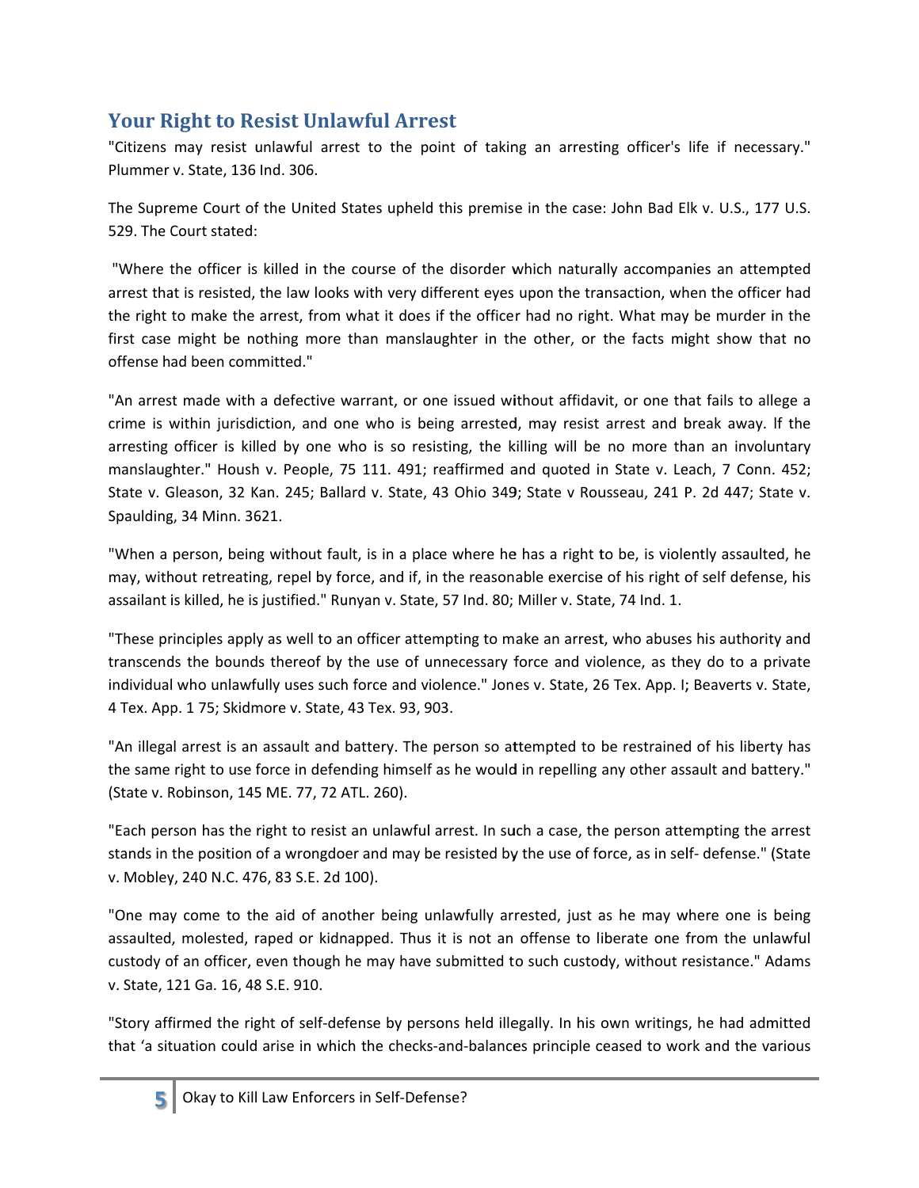## Your Right to Resist Unlawful Arrest

"Citizens may resist unlawful arrest to the point of taking an arresting officer's life if necessary." Plummer v. State, 136 Ind. 306.

The Supreme Court of the United States upheld this premise in the case: John Bad Elk v. U.S., 177 U.S. 529. The Court stated:

"Where the officer is killed in the course of the disorder which naturally accompanies an attempted arrest that is resisted, the law looks with very different eyes upon the transaction, when the officer had the right to make the arrest, from what it does if the officer had no right. What may be murder in the first case might be nothing more than manslaughter in the other, or the facts might show that no offense had been committed."

"An arrest made with a defective warrant, or one issued without affidavit, or one that fails to allege a crime is within jurisdiction, and one who is being arrested, may resist arrest and break away. If the arresting officer is killed by one who is so resisting, the killing will be no more than an involuntary manslaughter." Housh v. People, 75 111. 491; reaffirmed and quoted in State v. Leach, 7 Conn. 452; State v. Gleason, 32 Kan. 245; Ballard v. State, 43 Ohio 349; State v Rousseau, 241 P. 2d 447; State v. Spaulding, 34 Minn. 3621.

"When a person, being without fault, is in a place where he has a right to be, is violently assaulted, he may, without retreating, repel by force, and if, in the reasonable exercise of his right of self defense, his assailant is killed, he is justified." Runyan v. State, 57 Ind. 80; Miller v. State, 74 Ind. 1.

"These principles apply as well to an officer attempting to make an arrest, who abuses his authority and transcends the bounds thereof by the use of unnecessary force and violence, as they do to a private individual who unlawfully uses such force and violence." Jones v. State, 26 Tex. App. I; Beaverts v. State, 4 Tex. App. 1 75; Skidmore v. State, 43 Tex. 93, 903.

"An illegal arrest is an assault and battery. The person so attempted to be restrained of his liberty has the same right to use force in defending himself as he would in repelling any other assault and battery." (State v. Robinson, 145 ME. 77, 72 ATL. 260).

"Each person has the right to resist an unlawful arrest. In such a case, the person attempting the arrest stands in the position of a wrongdoer and may be resisted by the use of force, as in self- defense." (State v. Mobley, 240 N.C. 476, 83 S.E. 2d 100).

"One may come to the aid of another being unlawfully arrested, just as he may where one is being assaulted, molested, raped or kidnapped. Thus it is not an offense to liberate one from the unlawful custody of an officer, even though he may have submitted to such custody, without resistance." Adams v. State, 121 Ga. 16, 48 S.E. 910.

"Story affirmed the right of self-defense by persons held illegally. In his own writings, he had admitted that 'a situation could arise in which the checks-and-balances principle ceased to work and the various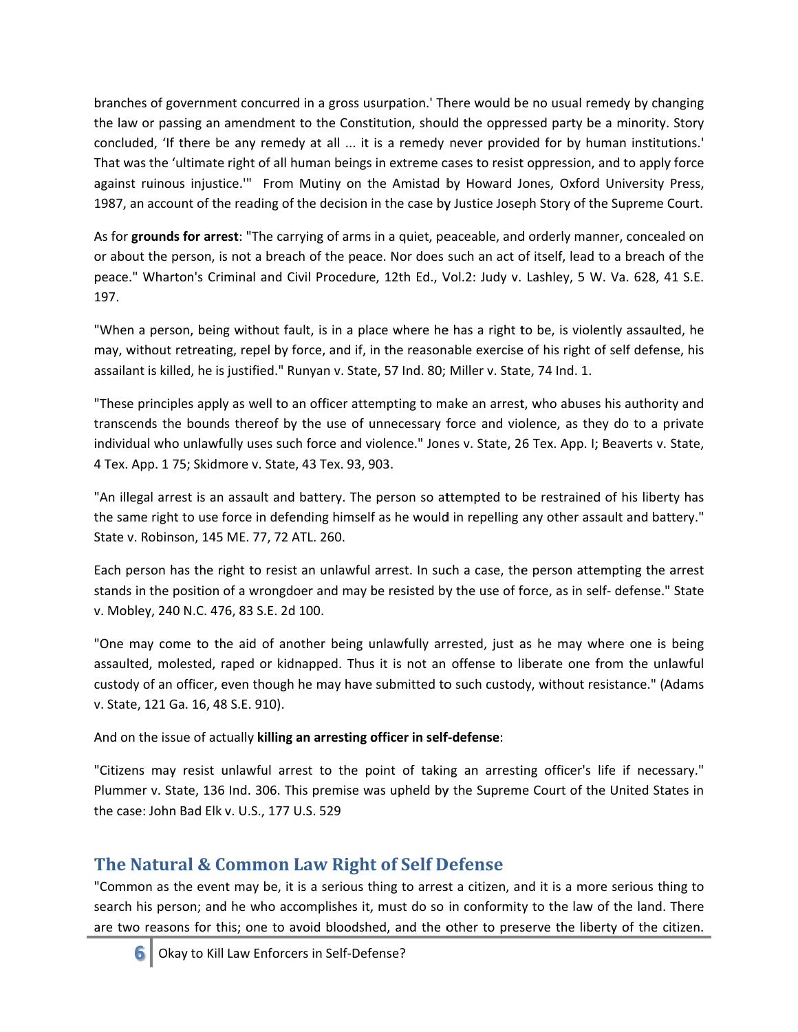branches of government concurred in a gross usurpation.' There would be no usual remedy by changing the law or passing an amendment to the Constitution, should the oppressed party be a minority. Story concluded, 'If there be any remedy at all ... it is a remedy never provided for by human institutions.' That was the 'ultimate right of all human beings in extreme cases to resist oppression, and to apply force against ruinous injustice.'" From Mutiny on the Amistad by Howard Jones, Oxford University Press, 1987, an account of the reading of the decision in the case by Justice Joseph Story of the Supreme Court.

As for **grounds for arrest**: "The carrying of arms in a quiet, peaceable, and orderly manner, concealed on or about the person, is not a breach of the peace. Nor does such an act of itself, lead to a breach of the peace." Wharton's Criminal and Civil Procedure, 12th Ed., Vol.2: Judy v. Lashley, 5 W. Va. 628, 41 S.E. 197.

"When a person, being without fault, is in a place where he has a right to be, is violently assaulted, he may, without retreating, repel by force, and if, in the reasonable exercise of his right of self defense, his assailant is killed, he is justified." Runyan v. State, 57 Ind. 80; Miller v. State, 74 Ind. 1.

"These principles apply as well to an officer attempting to make an arrest, who abuses his authority and transcends the bounds thereof by the use of unnecessary force and violence, as they do to a private individual who unlawfully uses such force and violence." Jones v. State, 26 Tex. App. I; Beaverts v. State, 4 Tex. App. 1 75; Skidmore v. State, 43 Tex. 93, 903.

"An illegal arrest is an assault and battery. The person so attempted to be restrained of his liberty has the same right to use force in defending himself as he would in repelling any other assault and battery." State v. Robinson, 145 ME. 77, 72 ATL. 260.

Each person has the right to resist an unlawful arrest. In such a case, the person attempting the arrest stands in the position of a wrongdoer and may be resisted by the use of force, as in self- defense." State v. Mobley, 240 N.C. 476, 83 S.E. 2d 100.

"One may come to the aid of another being unlawfully arrested, just as he may where one is being assaulted, molested, raped or kidnapped. Thus it is not an offense to liberate one from the unlawful custody of an officer, even though he may have submitted to such custody, without resistance." (Adams v. State, 121 Ga. 16, 48 S.E. 910).

And on the issue of actually **killing an arresting officer in self-defense**:

"Citizens may resist unlawful arrest to the point of taking an arresting officer's life if necessary." Plummer v. State, 136 Ind. 306. This premise was upheld by the Supreme Court of the United States in the case: John Bad Elk v. U.S., 177 U.S. 529

## The Natural & Common Law Right of Self Defense

"Common as the event may be, it is a serious thing to arrest a citizen, and it is a more serious thing to search his person; and he who accomplishes it, must do so in conformity to the law of the land. There are two reasons for this; one to avoid bloodshed, and the other to preserve the liberty of the citizen.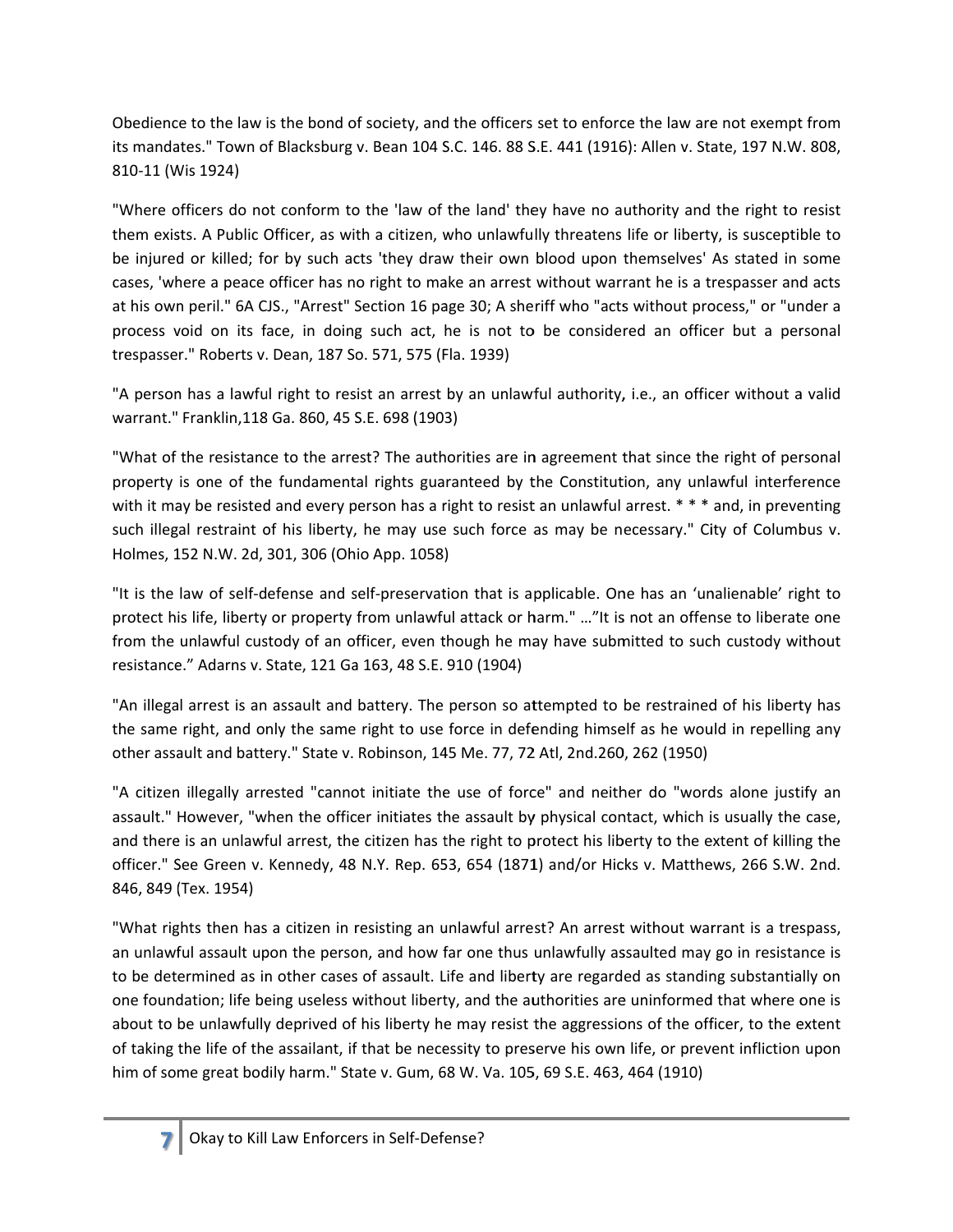Obedience to the law is the bond of society, and the officers set to enforce the law are not exempt from its mandates." Town of Blacksburg v. Bean 104 S.C. 146. 88 S.E. 441 (1916): Allen v. State, 197 N.W. 808, 810-11 (Wis 1924)

"Where officers do not conform to the 'law of the land' they have no authority and the right to resist them exists. A Public Officer, as with a citizen, who unlawfully threatens life or liberty, is susceptible to be injured or killed; for by such acts 'they draw their own blood upon themselves' As stated in some cases, 'where a peace officer has no right to make an arrest without warrant he is a trespasser and acts at his own peril." 6A CJS., "Arrest" Section 16 page 30; A sheriff who "acts without process," or "under a process void on its face, in doing such act, he is not to be considered an officer but a personal trespasser." Roberts v. Dean, 187 So. 571, 575 (Fla. 1939)

"A person has a lawful right to resist an arrest by an unlawful authority**,** i.e., an officer without a valid warrant." Franklin,118 Ga. 860, 45 S.E. 698 (1903)

"What of the resistance to the arrest? The authorities are in agreement that since the right of personal property is one of the fundamental rights guaranteed by the Constitution, any unlawful interference with it may be resisted and every person has a right to resist an unlawful arrest. * * * and, in preventing such illegal restraint of his liberty, he may use such force as may be necessary." City of Columbus v. Holmes, 152 N.W. 2d, 301, 306 (Ohio App. 1058)

"It is the law of self-defense and self-preservation that is applicable. One has an 'unalienable' right to protect his life, liberty or property from unlawful attack or harm." …"It is not an offense to liberate one from the unlawful custody of an officer, even though he may have submitted to such custody without resistance." Adarns v. State, 121 Ga 163, 48 S.E. 910 (1904)

"An illegal arrest is an assault and battery. The person so attempted to be restrained of his liberty has the same right, and only the same right to use force in defending himself as he would in repelling any other assault and battery." State v. Robinson, 145 Me. 77, 72 Atl, 2nd.260, 262 (1950)

"A citizen illegally arrested "cannot initiate the use of force" and neither do "words alone justify an assault." However, "when the officer initiates the assault by physical contact, which is usually the case, and there is an unlawful arrest, the citizen has the right to protect his liberty to the extent of killing the officer." See Green v. Kennedy, 48 N.Y. Rep. 653, 654 (1871) and/or Hicks v. Matthews, 266 S.W. 2nd. 846, 849 (Tex. 1954)

"What rights then has a citizen in resisting an unlawful arrest? An arrest without warrant is a trespass, an unlawful assault upon the person, and how far one thus unlawfully assaulted may go in resistance is to be determined as in other cases of assault. Life and liberty are regarded as standing substantially on one foundation; life being useless without liberty, and the authorities are uninformed that where one is about to be unlawfully deprived of his liberty he may resist the aggressions of the officer, to the extent of taking the life of the assailant, if that be necessity to preserve his own life, or prevent infliction upon him of some great bodily harm." State v. Gum, 68 W. Va. 105, 69 S.E. 463, 464 (1910)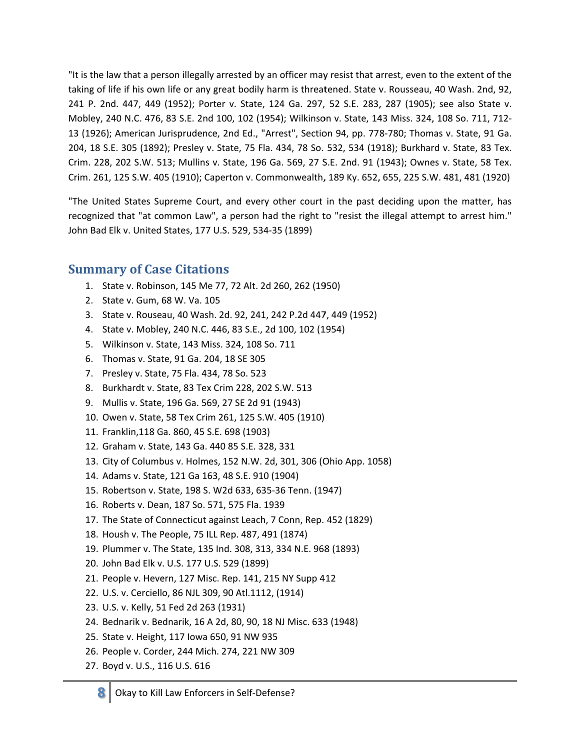"It is the law that a person illegally arrested by an officer may resist that arrest, even to the extent of the taking of life if his own life or any great bodily harm is threatened. State v. Rousseau, 40 Wash. 2nd, 92, 241 P. 2nd. 447, 449 (1952); Porter v. State, 124 Ga. 297, 52 S.E. 283, 287 (1905); see also State v. Mobley, 240 N.C. 476, 83 S.E. 2nd 100, 102 (1954); Wilkinson v. State, 143 Miss. 324, 108 So. 711, 712-13 (1926); American Jurisprudence, 2nd Ed., "Arrest", Section 94, pp. 778-780; Thomas v. State, 91 Ga. 204, 18 S.E. 305 (1892); Presley v. State, 75 Fla. 434, 78 So. 532, 534 (1918); Burkhard v. State, 83 Tex. Crim. 228, 202 S.W. 513; Mullins v. State, 196 Ga. 569, 27 S.E. 2nd. 91 (1943); Ownes v. State, 58 Tex. Crim. 261, 125 S.W. 405 (1910); Caperton v. Commonwealth, 189 Ky. 652, 655, 225 S.W. 481, 481 (1920)

"The United States Supreme Court, and every other court in the past deciding upon the matter, has recognized that "at common Law", a person had the right to "resist the illegal attempt to arrest him." John Bad Elk v. United States, 177 U.S. 529, 534-35 (1899)

## Summary of Case Citations

1. State v. Robinson, 145 Me 77, 72 Alt. 2d 260, 262 (1950)
2. State v. Gum, 68 W. Va. 105
3. State v. Rouseau, 40 Wash. 2d. 92, 241, 242 P.2d 447, 449 (1952)
4. State v. Mobley, 240 N.C. 446, 83 S.E., 2d 100, 102 (1954)
5. Wilkinson v. State, 143 Miss. 324, 108 So. 711
6. Thomas v. State, 91 Ga. 204, 18 SE 305
7. Presley v. State, 75 Fla. 434, 78 So. 523
8. Burkhardt v. State, 83 Tex Crim 228, 202 S.W. 513
9. Mullis v. State, 196 Ga. 569, 27 SE 2d 91 (1943)
10. Owen v. State, 58 Tex Crim 261, 125 S.W. 405 (1910)
11. Franklin,118 Ga. 860, 45 S.E. 698 (1903)
12. Graham v. State, 143 Ga. 440 85 S.E. 328, 331
13. City of Columbus v. Holmes, 152 N.W. 2d, 301, 306 (Ohio App. 1058)
14. Adams v. State, 121 Ga 163, 48 S.E. 910 (1904)
15. Robertson v. State, 198 S. W2d 633, 635-36 Tenn. (1947)
16. Roberts v. Dean, 187 So. 571, 575 Fla. 1939
17. The State of Connecticut against Leach, 7 Conn, Rep. 452 (1829)
18. Housh v. The People, 75 ILL Rep. 487, 491 (1874)
19. Plummer v. The State, 135 Ind. 308, 313, 334 N.E. 968 (1893)
20. John Bad Elk v. U.S. 177 U.S. 529 (1899)
21. People v. Hevern, 127 Misc. Rep. 141, 215 NY Supp 412
22. U.S. v. Cerciello, 86 NJL 309, 90 Atl.1112, (1914)
23. U.S. v. Kelly, 51 Fed 2d 263 (1931)
24. Bednarik v. Bednarik, 16 A 2d, 80, 90, 18 NJ Misc. 633 (1948)
25. State v. Height, 117 Iowa 650, 91 NW 935
26. People v. Corder, 244 Mich. 274, 221 NW 309
27. Boyd v. U.S., 116 U.S. 616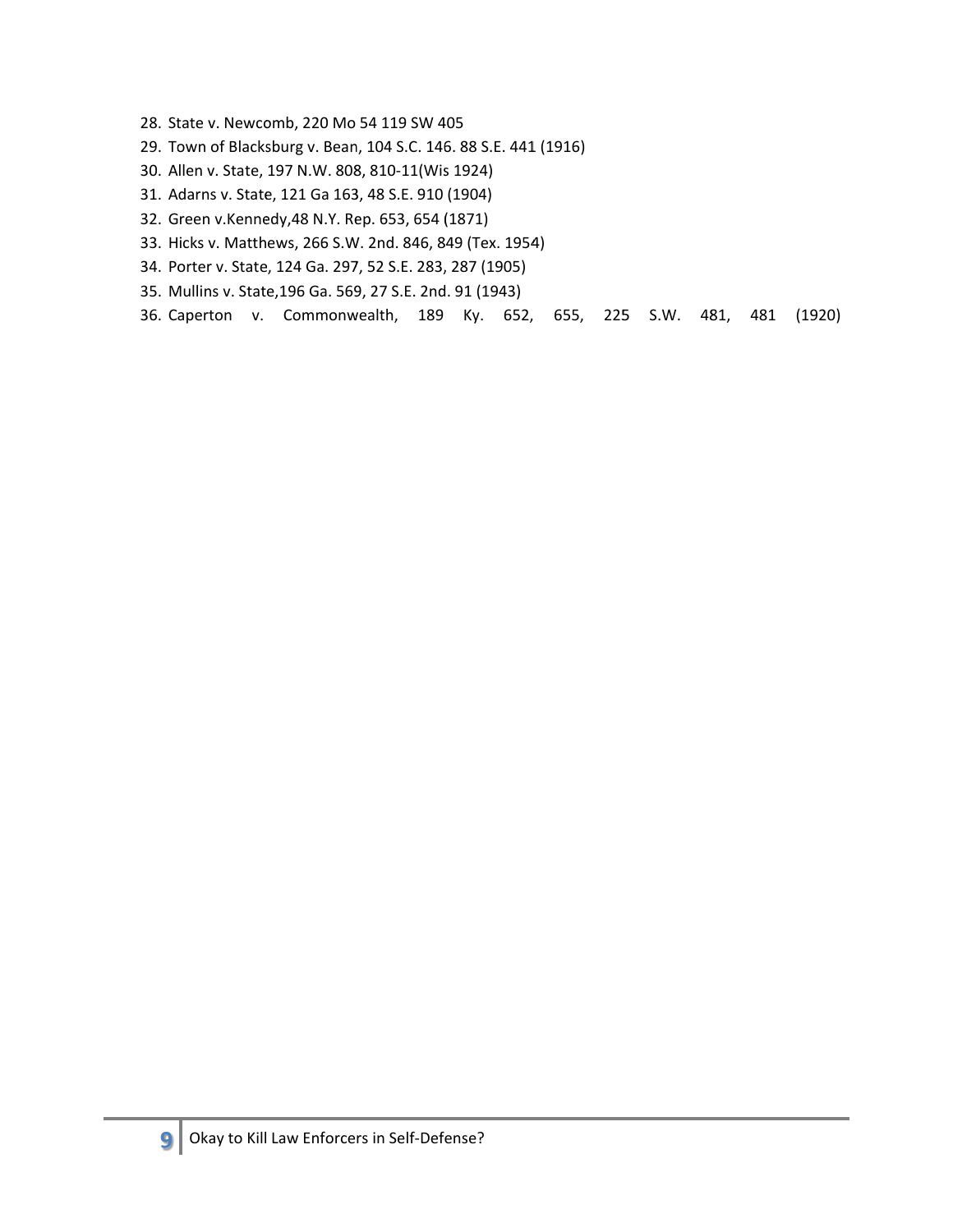28. State v. Newcomb, 220 Mo 54 119 SW 405
29. Town of Blacksburg v. Bean, 104 S.C. 146. 88 S.E. 441 (1916)
30. Allen v. State, 197 N.W. 808, 810-11(Wis 1924)
31. Adarns v. State, 121 Ga 163, 48 S.E. 910 (1904)
32. Green v.Kennedy,48 N.Y. Rep. 653, 654 (1871)
33. Hicks v. Matthews, 266 S.W. 2nd. 846, 849 (Tex. 1954)
34. Porter v. State, 124 Ga. 297, 52 S.E. 283, 287 (1905)
35. Mullins v. State,196 Ga. 569, 27 S.E. 2nd. 91 (1943)
36. Caperton v. Commonwealth, 189 Ky. 652, 655, 225 S.W. 481, 481 (1920)